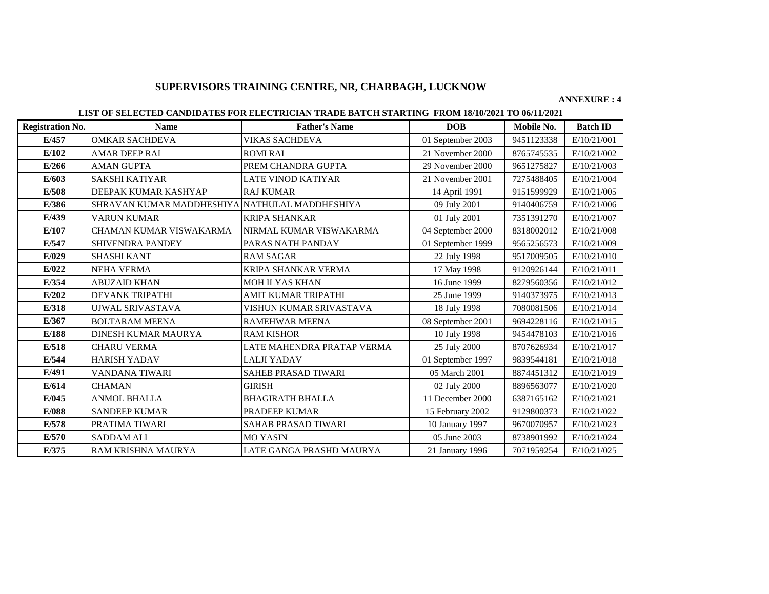# SUPERVISORS TRAINING CENTRE, NR, CHARBAGH, LUCKNOW

**ANNEXURE : 4**

**LIST OF SELECTED CANDIDATES FOR ELECTRICIAN TRADE BATCH STARTING FROM 18/10/2021 TO 06/11/2021**

| Registration No. | Name | Father's Name | DOB | Mobile No. | Batch ID |
|---|---|---|---|---|---|
| **E/457** | OMKAR SACHDEVA | VIKAS SACHDEVA | 01 September 2003 | 9451123338 | E/10/21/001 |
| **E/102** | AMAR DEEP RAI | ROMI RAI | 21 November 2000 | 8765745535 | E/10/21/002 |
| **E/266** | AMAN GUPTA | PREM CHANDRA GUPTA | 29 November 2000 | 9651275827 | E/10/21/003 |
| **E/603** | SAKSHI KATIYAR | LATE VINOD KATIYAR | 21 November 2001 | 7275488405 | E/10/21/004 |
| **E/508** | DEEPAK KUMAR KASHYAP | RAJ KUMAR | 14 April 1991 | 9151599929 | E/10/21/005 |
| **E/386** | SHRAVAN KUMAR MADDHESHIYA | NATHULAL MADDHESHIYA | 09 July 2001 | 9140406759 | E/10/21/006 |
| **E/439** | VARUN KUMAR | KRIPA SHANKAR | 01 July 2001 | 7351391270 | E/10/21/007 |
| **E/107** | CHAMAN KUMAR VISWAKARMA | NIRMAL KUMAR VISWAKARMA | 04 September 2000 | 8318002012 | E/10/21/008 |
| **E/547** | SHIVENDRA PANDEY | PARAS NATH PANDAY | 01 September 1999 | 9565256573 | E/10/21/009 |
| **E/029** | SHASHI KANT | RAM SAGAR | 22 July 1998 | 9517009505 | E/10/21/010 |
| **E/022** | NEHA VERMA | KRIPA SHANKAR VERMA | 17 May 1998 | 9120926144 | E/10/21/011 |
| **E/354** | ABUZAID KHAN | MOH ILYAS KHAN | 16 June 1999 | 8279560356 | E/10/21/012 |
| **E/202** | DEVANK TRIPATHI | AMIT KUMAR TRIPATHI | 25 June 1999 | 9140373975 | E/10/21/013 |
| **E/318** | UJWAL SRIVASTAVA | VISHUN KUMAR SRIVASTAVA | 18 July 1998 | 7080081506 | E/10/21/014 |
| **E/367** | BOLTARAM MEENA | RAMEHWAR MEENA | 08 September 2001 | 9694228116 | E/10/21/015 |
| **E/188** | DINESH KUMAR MAURYA | RAM KISHOR | 10 July 1998 | 9454478103 | E/10/21/016 |
| **E/518** | CHARU VERMA | LATE MAHENDRA PRATAP VERMA | 25 July 2000 | 8707626934 | E/10/21/017 |
| **E/544** | HARISH YADAV | LALJI YADAV | 01 September 1997 | 9839544181 | E/10/21/018 |
| **E/491** | VANDANA TIWARI | SAHEB PRASAD TIWARI | 05 March 2001 | 8874451312 | E/10/21/019 |
| **E/614** | CHAMAN | GIRISH | 02 July 2000 | 8896563077 | E/10/21/020 |
| **E/045** | ANMOL BHALLA | BHAGIRATH BHALLA | 11 December 2000 | 6387165162 | E/10/21/021 |
| **E/088** | SANDEEP KUMAR | PRADEEP KUMAR | 15 February 2002 | 9129800373 | E/10/21/022 |
| **E/578** | PRATIMA TIWARI | SAHAB PRASAD TIWARI | 10 January 1997 | 9670070957 | E/10/21/023 |
| **E/570** | SADDAM ALI | MO YASIN | 05 June 2003 | 8738901992 | E/10/21/024 |
| **E/375** | RAM KRISHNA MAURYA | LATE GANGA PRASHD MAURYA | 21 January 1996 | 7071959254 | E/10/21/025 |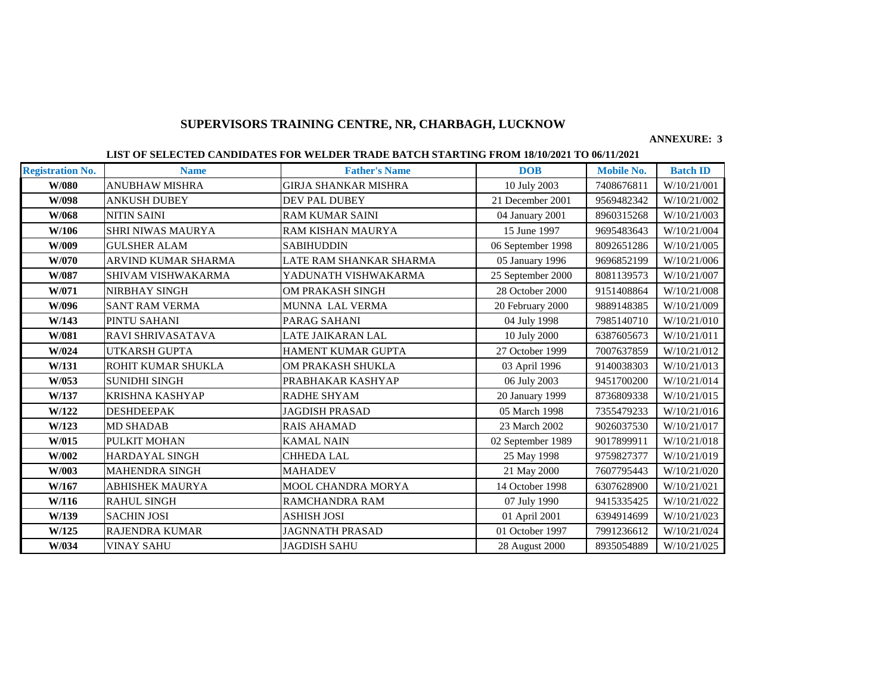## SUPERVISORS TRAINING CENTRE, NR, CHARBAGH, LUCKNOW

**ANNEXURE: 3**

**LIST OF SELECTED CANDIDATES FOR WELDER TRADE BATCH STARTING FROM 18/10/2021 TO 06/11/2021**

| Registration No. | Name | Father's Name | DOB | Mobile No. | Batch ID |
|---|---|---|---|---|---|
| W/080 | ANUBHAW MISHRA | GIRJA SHANKAR MISHRA | 10 July 2003 | 7408676811 | W/10/21/001 |
| W/098 | ANKUSH DUBEY | DEV PAL DUBEY | 21 December 2001 | 9569482342 | W/10/21/002 |
| W/068 | NITIN SAINI | RAM KUMAR SAINI | 04 January 2001 | 8960315268 | W/10/21/003 |
| W/106 | SHRI NIWAS MAURYA | RAM KISHAN MAURYA | 15 June 1997 | 9695483643 | W/10/21/004 |
| W/009 | GULSHER ALAM | SABIHUDDIN | 06 September 1998 | 8092651286 | W/10/21/005 |
| W/070 | ARVIND KUMAR SHARMA | LATE RAM SHANKAR SHARMA | 05 January 1996 | 9696852199 | W/10/21/006 |
| W/087 | SHIVAM VISHWAKARMA | YADUNATH VISHWAKARMA | 25 September 2000 | 8081139573 | W/10/21/007 |
| W/071 | NIRBHAY SINGH | OM PRAKASH SINGH | 28 October 2000 | 9151408864 | W/10/21/008 |
| W/096 | SANT RAM VERMA | MUNNA LAL VERMA | 20 February 2000 | 9889148385 | W/10/21/009 |
| W/143 | PINTU SAHANI | PARAG SAHANI | 04 July 1998 | 7985140710 | W/10/21/010 |
| W/081 | RAVI SHRIVASATAVA | LATE JAIKARAN LAL | 10 July 2000 | 6387605673 | W/10/21/011 |
| W/024 | UTKARSH GUPTA | HAMENT KUMAR GUPTA | 27 October 1999 | 7007637859 | W/10/21/012 |
| W/131 | ROHIT KUMAR SHUKLA | OM PRAKASH SHUKLA | 03 April 1996 | 9140038303 | W/10/21/013 |
| W/053 | SUNIDHI SINGH | PRABHAKAR KASHYAP | 06 July 2003 | 9451700200 | W/10/21/014 |
| W/137 | KRISHNA KASHYAP | RADHE SHYAM | 20 January 1999 | 8736809338 | W/10/21/015 |
| W/122 | DESHDEEPAK | JAGDISH PRASAD | 05 March 1998 | 7355479233 | W/10/21/016 |
| W/123 | MD SHADAB | RAIS AHAMAD | 23 March 2002 | 9026037530 | W/10/21/017 |
| W/015 | PULKIT MOHAN | KAMAL NAIN | 02 September 1989 | 9017899911 | W/10/21/018 |
| W/002 | HARDAYAL SINGH | CHHEDA LAL | 25 May 1998 | 9759827377 | W/10/21/019 |
| W/003 | MAHENDRA SINGH | MAHADEV | 21 May 2000 | 7607795443 | W/10/21/020 |
| W/167 | ABHISHEK MAURYA | MOOL CHANDRA MORYA | 14 October 1998 | 6307628900 | W/10/21/021 |
| W/116 | RAHUL SINGH | RAMCHANDRA RAM | 07 July 1990 | 9415335425 | W/10/21/022 |
| W/139 | SACHIN JOSI | ASHISH JOSI | 01 April 2001 | 6394914699 | W/10/21/023 |
| W/125 | RAJENDRA KUMAR | JAGNNATH PRASAD | 01 October 1997 | 7991236612 | W/10/21/024 |
| W/034 | VINAY SAHU | JAGDISH SAHU | 28 August 2000 | 8935054889 | W/10/21/025 |